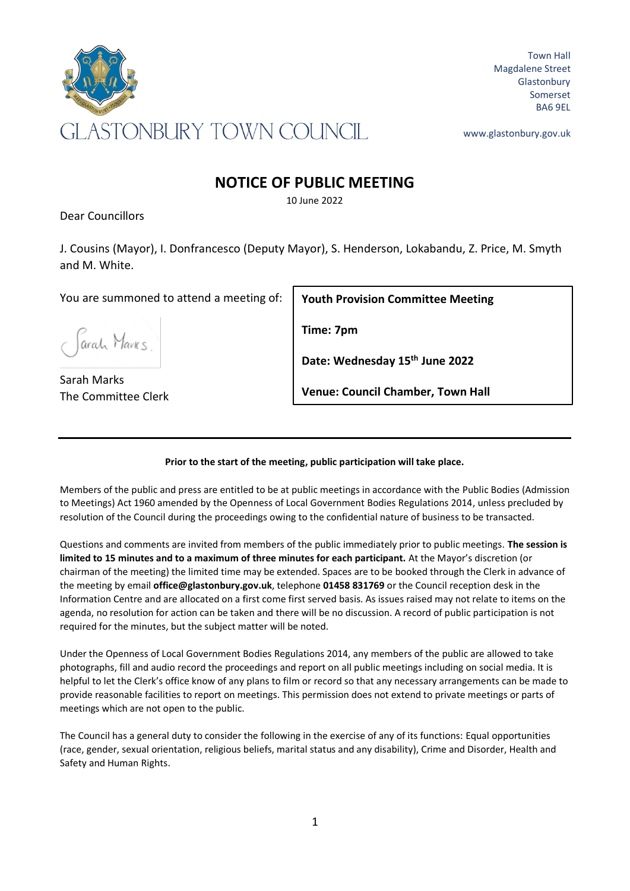Town Hall
Magdalene Street
Glastonbury
Somerset
BA6 9EL

# GLASTONBURY TOWN COUNCIL

www.glastonbury.gov.uk

## NOTICE OF PUBLIC MEETING

10 June 2022

Dear Councillors

J. Cousins (Mayor), I. Donfrancesco (Deputy Mayor), S. Henderson, Lokabandu, Z. Price, M. Smyth and M. White.

You are summoned to attend a meeting of:

**Youth Provision Committee Meeting**

**Time: 7pm**

**Date: Wednesday 15th June 2022**

**Venue: Council Chamber, Town Hall**

Sarah Marks

Sarah Marks
The Committee Clerk

---

**Prior to the start of the meeting, public participation will take place.**

Members of the public and press are entitled to be at public meetings in accordance with the Public Bodies (Admission to Meetings) Act 1960 amended by the Openness of Local Government Bodies Regulations 2014, unless precluded by resolution of the Council during the proceedings owing to the confidential nature of business to be transacted.

Questions and comments are invited from members of the public immediately prior to public meetings. **The session is limited to 15 minutes and to a maximum of three minutes for each participant.** At the Mayor's discretion (or chairman of the meeting) the limited time may be extended. Spaces are to be booked through the Clerk in advance of the meeting by email **office@glastonbury.gov.uk**, telephone **01458 831769** or the Council reception desk in the Information Centre and are allocated on a first come first served basis. As issues raised may not relate to items on the agenda, no resolution for action can be taken and there will be no discussion. A record of public participation is not required for the minutes, but the subject matter will be noted.

Under the Openness of Local Government Bodies Regulations 2014, any members of the public are allowed to take photographs, fill and audio record the proceedings and report on all public meetings including on social media. It is helpful to let the Clerk's office know of any plans to film or record so that any necessary arrangements can be made to provide reasonable facilities to report on meetings. This permission does not extend to private meetings or parts of meetings which are not open to the public.

The Council has a general duty to consider the following in the exercise of any of its functions: Equal opportunities (race, gender, sexual orientation, religious beliefs, marital status and any disability), Crime and Disorder, Health and Safety and Human Rights.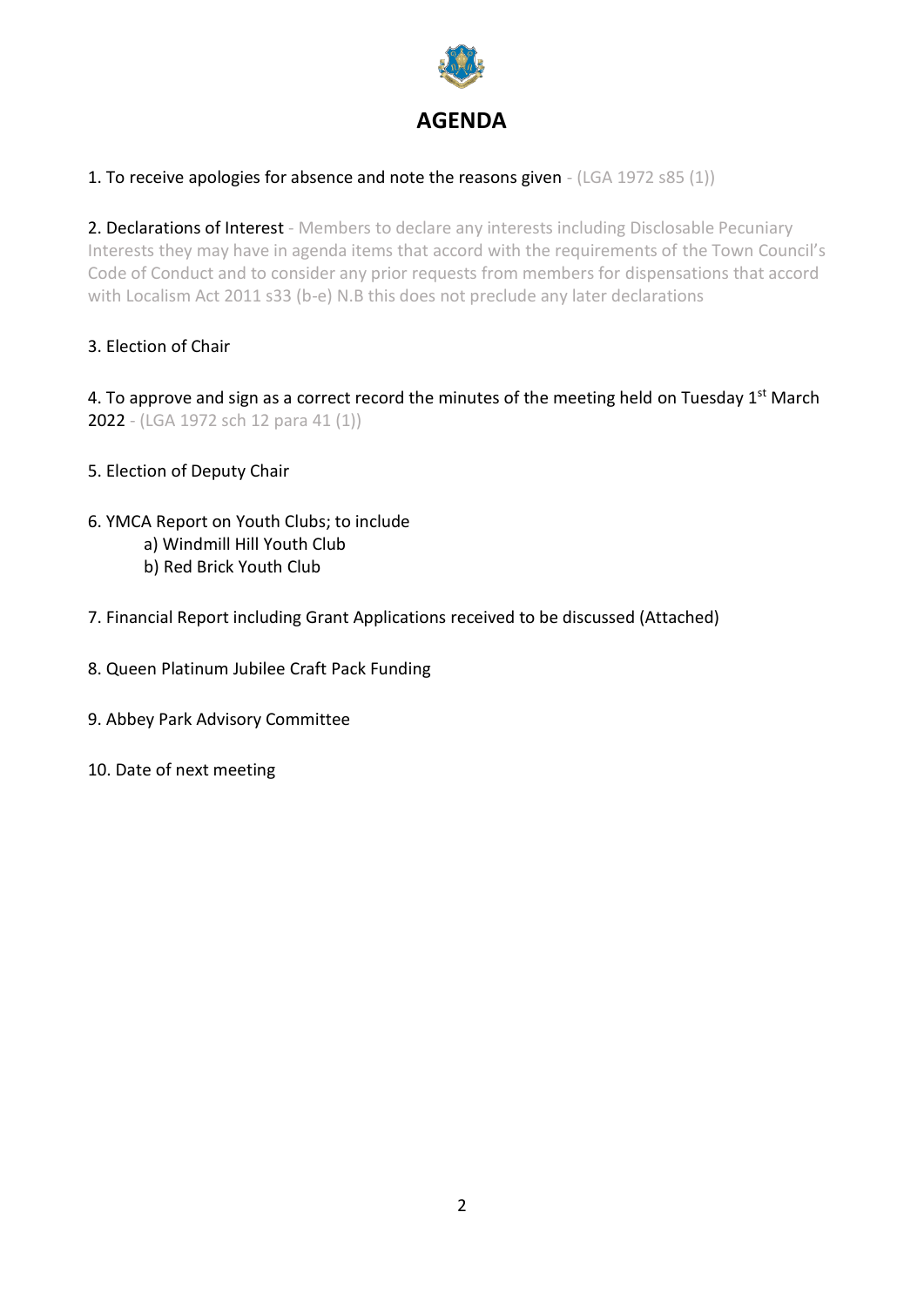# AGENDA

1. To receive apologies for absence and note the reasons given - (LGA 1972 s85 (1))

2. Declarations of Interest - Members to declare any interests including Disclosable Pecuniary Interests they may have in agenda items that accord with the requirements of the Town Council's Code of Conduct and to consider any prior requests from members for dispensations that accord with Localism Act 2011 s33 (b-e) N.B this does not preclude any later declarations

3. Election of Chair

4. To approve and sign as a correct record the minutes of the meeting held on Tuesday 1st March 2022 - (LGA 1972 sch 12 para 41 (1))

5. Election of Deputy Chair

6. YMCA Report on Youth Clubs; to include
   a) Windmill Hill Youth Club
   b) Red Brick Youth Club

7. Financial Report including Grant Applications received to be discussed (Attached)

8. Queen Platinum Jubilee Craft Pack Funding

9. Abbey Park Advisory Committee

10. Date of next meeting